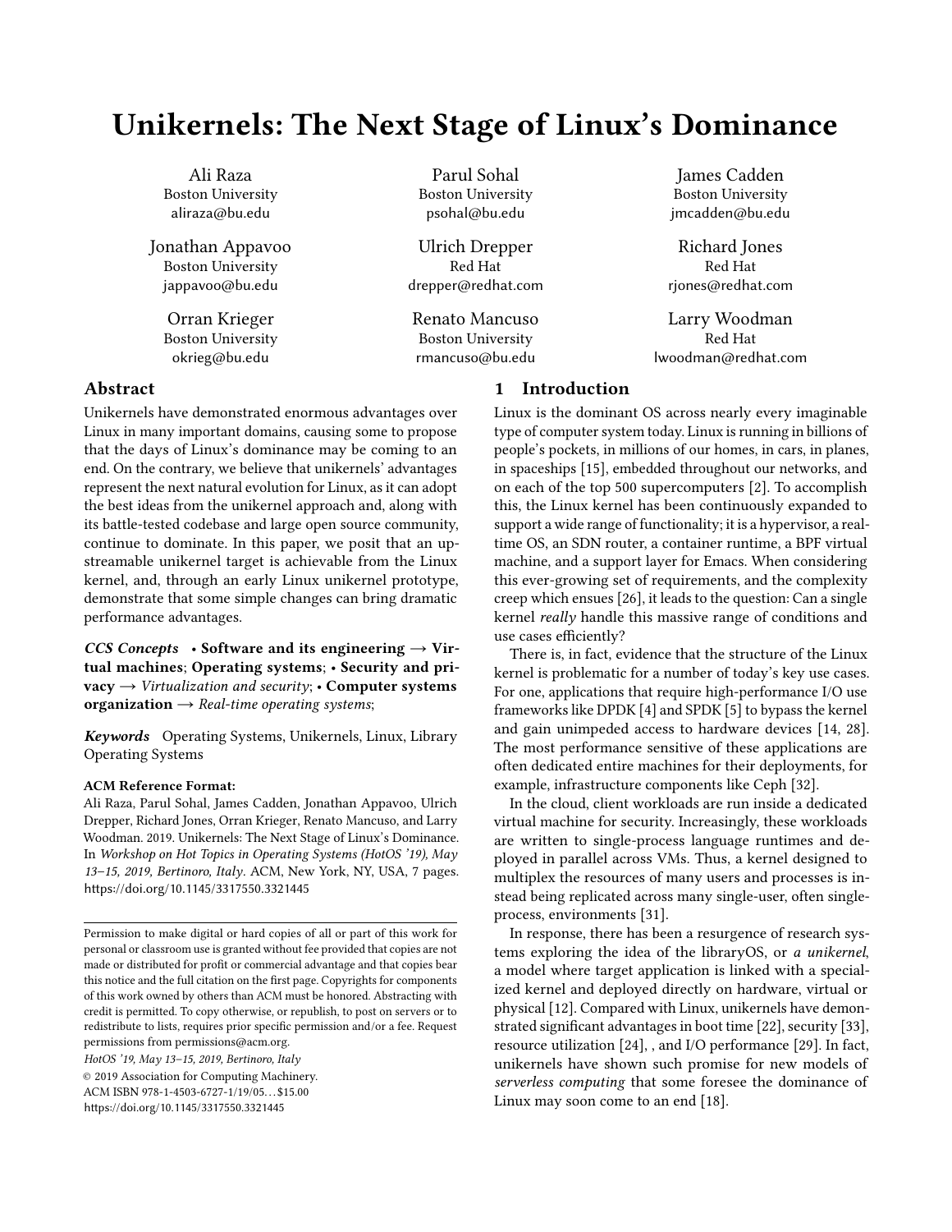# Unikernels: The Next Stage of Linux's Dominance

Ali Raza
Boston University
aliraza@bu.edu

Parul Sohal
Boston University
psohal@bu.edu

James Cadden
Boston University
jmcadden@bu.edu

Jonathan Appavoo
Boston University
jappavoo@bu.edu

Ulrich Drepper
Red Hat
drepper@redhat.com

Richard Jones
Red Hat
rjones@redhat.com

Orran Krieger
Boston University
okrieg@bu.edu

Renato Mancuso
Boston University
rmancuso@bu.edu

Larry Woodman
Red Hat
lwoodman@redhat.com

## Abstract

Unikernels have demonstrated enormous advantages over Linux in many important domains, causing some to propose that the days of Linux's dominance may be coming to an end. On the contrary, we believe that unikernels' advantages represent the next natural evolution for Linux, as it can adopt the best ideas from the unikernel approach and, along with its battle-tested codebase and large open source community, continue to dominate. In this paper, we posit that an upstreamable unikernel target is achievable from the Linux kernel, and, through an early Linux unikernel prototype, demonstrate that some simple changes can bring dramatic performance advantages.

***CCS Concepts*** • **Software and its engineering** → **Virtual machines**; **Operating systems**; • **Security and privacy** → *Virtualization and security*; • **Computer systems organization** → *Real-time operating systems*;

***Keywords*** Operating Systems, Unikernels, Linux, Library Operating Systems

**ACM Reference Format:**
Ali Raza, Parul Sohal, James Cadden, Jonathan Appavoo, Ulrich Drepper, Richard Jones, Orran Krieger, Renato Mancuso, and Larry Woodman. 2019. Unikernels: The Next Stage of Linux's Dominance. In *Workshop on Hot Topics in Operating Systems (HotOS '19), May 13–15, 2019, Bertinoro, Italy.* ACM, New York, NY, USA, 7 pages. https://doi.org/10.1145/3317550.3321445

Permission to make digital or hard copies of all or part of this work for personal or classroom use is granted without fee provided that copies are not made or distributed for profit or commercial advantage and that copies bear this notice and the full citation on the first page. Copyrights for components of this work owned by others than ACM must be honored. Abstracting with credit is permitted. To copy otherwise, or republish, to post on servers or to redistribute to lists, requires prior specific permission and/or a fee. Request permissions from permissions@acm.org.
*HotOS '19, May 13–15, 2019, Bertinoro, Italy*
© 2019 Association for Computing Machinery.
ACM ISBN 978-1-4503-6727-1/19/05...$15.00
https://doi.org/10.1145/3317550.3321445

## 1 Introduction

Linux is the dominant OS across nearly every imaginable type of computer system today. Linux is running in billions of people's pockets, in millions of our homes, in cars, in planes, in spaceships [15], embedded throughout our networks, and on each of the top 500 supercomputers [2]. To accomplish this, the Linux kernel has been continuously expanded to support a wide range of functionality; it is a hypervisor, a real-time OS, an SDN router, a container runtime, a BPF virtual machine, and a support layer for Emacs. When considering this ever-growing set of requirements, and the complexity creep which ensues [26], it leads to the question: Can a single kernel *really* handle this massive range of conditions and use cases efficiently?

There is, in fact, evidence that the structure of the Linux kernel is problematic for a number of today's key use cases. For one, applications that require high-performance I/O use frameworks like DPDK [4] and SPDK [5] to bypass the kernel and gain unimpeded access to hardware devices [14, 28]. The most performance sensitive of these applications are often dedicated entire machines for their deployments, for example, infrastructure components like Ceph [32].

In the cloud, client workloads are run inside a dedicated virtual machine for security. Increasingly, these workloads are written to single-process language runtimes and deployed in parallel across VMs. Thus, a kernel designed to multiplex the resources of many users and processes is instead being replicated across many single-user, often single-process, environments [31].

In response, there has been a resurgence of research systems exploring the idea of the libraryOS, or *a unikernel*, a model where target application is linked with a specialized kernel and deployed directly on hardware, virtual or physical [12]. Compared with Linux, unikernels have demonstrated significant advantages in boot time [22], security [33], resource utilization [24], , and I/O performance [29]. In fact, unikernels have shown such promise for new models of *serverless computing* that some foresee the dominance of Linux may soon come to an end [18].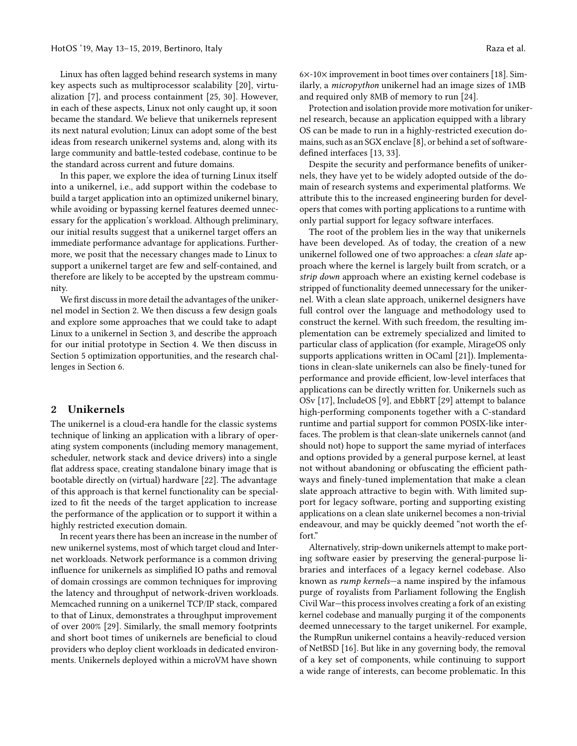Linux has often lagged behind research systems in many key aspects such as multiprocessor scalability [20], virtualization [7], and process containment [25, 30]. However, in each of these aspects, Linux not only caught up, it soon became the standard. We believe that unikernels represent its next natural evolution; Linux can adopt some of the best ideas from research unikernel systems and, along with its large community and battle-tested codebase, continue to be the standard across current and future domains.

In this paper, we explore the idea of turning Linux itself into a unikernel, i.e., add support within the codebase to build a target application into an optimized unikernel binary, while avoiding or bypassing kernel features deemed unnecessary for the application's workload. Although preliminary, our initial results suggest that a unikernel target offers an immediate performance advantage for applications. Furthermore, we posit that the necessary changes made to Linux to support a unikernel target are few and self-contained, and therefore are likely to be accepted by the upstream community.

We first discuss in more detail the advantages of the unikernel model in Section 2. We then discuss a few design goals and explore some approaches that we could take to adapt Linux to a unikernel in Section 3, and describe the approach for our initial prototype in Section 4. We then discuss in Section 5 optimization opportunities, and the research challenges in Section 6.

## 2 Unikernels

The unikernel is a cloud-era handle for the classic systems technique of linking an application with a library of operating system components (including memory management, scheduler, network stack and device drivers) into a single flat address space, creating standalone binary image that is bootable directly on (virtual) hardware [22]. The advantage of this approach is that kernel functionality can be specialized to fit the needs of the target application to increase the performance of the application or to support it within a highly restricted execution domain.

In recent years there has been an increase in the number of new unikernel systems, most of which target cloud and Internet workloads. Network performance is a common driving influence for unikernels as simplified IO paths and removal of domain crossings are common techniques for improving the latency and throughput of network-driven workloads. Memcached running on a unikernel TCP/IP stack, compared to that of Linux, demonstrates a throughput improvement of over 200% [29]. Similarly, the small memory footprints and short boot times of unikernels are beneficial to cloud providers who deploy client workloads in dedicated environments. Unikernels deployed within a microVM have shown 6×-10× improvement in boot times over containers [18]. Similarly, a *micropython* unikernel had an image sizes of 1MB and required only 8MB of memory to run [24].

Protection and isolation provide more motivation for unikernel research, because an application equipped with a library OS can be made to run in a highly-restricted execution domains, such as an SGX enclave [8], or behind a set of software-defined interfaces [13, 33].

Despite the security and performance benefits of unikernels, they have yet to be widely adopted outside of the domain of research systems and experimental platforms. We attribute this to the increased engineering burden for developers that comes with porting applications to a runtime with only partial support for legacy software interfaces.

The root of the problem lies in the way that unikernels have been developed. As of today, the creation of a new unikernel followed one of two approaches: a *clean slate* approach where the kernel is largely built from scratch, or a *strip down* approach where an existing kernel codebase is stripped of functionality deemed unnecessary for the unikernel. With a clean slate approach, unikernel designers have full control over the language and methodology used to construct the kernel. With such freedom, the resulting implementation can be extremely specialized and limited to particular class of application (for example, MirageOS only supports applications written in OCaml [21]). Implementations in clean-slate unikernels can also be finely-tuned for performance and provide efficient, low-level interfaces that applications can be directly written for. Unikernels such as OSv [17], IncludeOS [9], and EbbRT [29] attempt to balance high-performing components together with a C-standard runtime and partial support for common POSIX-like interfaces. The problem is that clean-slate unikernels cannot (and should not) hope to support the same myriad of interfaces and options provided by a general purpose kernel, at least not without abandoning or obfuscating the efficient pathways and finely-tuned implementation that make a clean slate approach attractive to begin with. With limited support for legacy software, porting and supporting existing applications on a clean slate unikernel becomes a non-trivial endeavour, and may be quickly deemed "not worth the effort."

Alternatively, strip-down unikernels attempt to make porting software easier by preserving the general-purpose libraries and interfaces of a legacy kernel codebase. Also known as *rump kernels*—a name inspired by the infamous purge of royalists from Parliament following the English Civil War—this process involves creating a fork of an existing kernel codebase and manually purging it of the components deemed unnecessary to the target unikernel. For example, the RumpRun unikernel contains a heavily-reduced version of NetBSD [16]. But like in any governing body, the removal of a key set of components, while continuing to support a wide range of interests, can become problematic. In this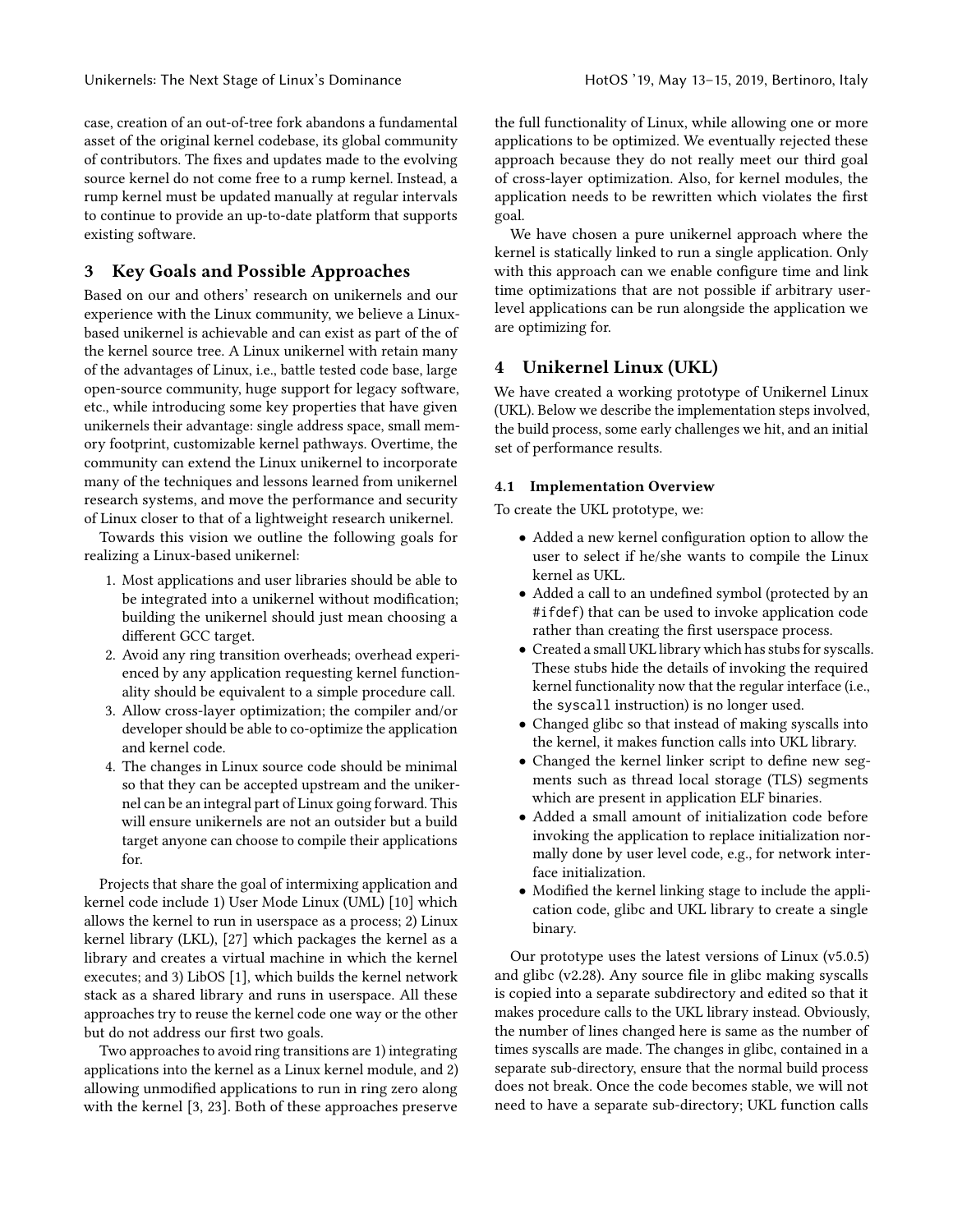case, creation of an out-of-tree fork abandons a fundamental asset of the original kernel codebase, its global community of contributors. The fixes and updates made to the evolving source kernel do not come free to a rump kernel. Instead, a rump kernel must be updated manually at regular intervals to continue to provide an up-to-date platform that supports existing software.

## 3 Key Goals and Possible Approaches

Based on our and others' research on unikernels and our experience with the Linux community, we believe a Linux-based unikernel is achievable and can exist as part of the of the kernel source tree. A Linux unikernel with retain many of the advantages of Linux, i.e., battle tested code base, large open-source community, huge support for legacy software, etc., while introducing some key properties that have given unikernels their advantage: single address space, small memory footprint, customizable kernel pathways. Overtime, the community can extend the Linux unikernel to incorporate many of the techniques and lessons learned from unikernel research systems, and move the performance and security of Linux closer to that of a lightweight research unikernel.

Towards this vision we outline the following goals for realizing a Linux-based unikernel:

1. Most applications and user libraries should be able to be integrated into a unikernel without modification; building the unikernel should just mean choosing a different GCC target.
2. Avoid any ring transition overheads; overhead experienced by any application requesting kernel functionality should be equivalent to a simple procedure call.
3. Allow cross-layer optimization; the compiler and/or developer should be able to co-optimize the application and kernel code.
4. The changes in Linux source code should be minimal so that they can be accepted upstream and the unikernel can be an integral part of Linux going forward. This will ensure unikernels are not an outsider but a build target anyone can choose to compile their applications for.

Projects that share the goal of intermixing application and kernel code include 1) User Mode Linux (UML) [10] which allows the kernel to run in userspace as a process; 2) Linux kernel library (LKL), [27] which packages the kernel as a library and creates a virtual machine in which the kernel executes; and 3) LibOS [1], which builds the kernel network stack as a shared library and runs in userspace. All these approaches try to reuse the kernel code one way or the other but do not address our first two goals.

Two approaches to avoid ring transitions are 1) integrating applications into the kernel as a Linux kernel module, and 2) allowing unmodified applications to run in ring zero along with the kernel [3, 23]. Both of these approaches preserve the full functionality of Linux, while allowing one or more applications to be optimized. We eventually rejected these approach because they do not really meet our third goal of cross-layer optimization. Also, for kernel modules, the application needs to be rewritten which violates the first goal.

We have chosen a pure unikernel approach where the kernel is statically linked to run a single application. Only with this approach can we enable configure time and link time optimizations that are not possible if arbitrary user-level applications can be run alongside the application we are optimizing for.

## 4 Unikernel Linux (UKL)

We have created a working prototype of Unikernel Linux (UKL). Below we describe the implementation steps involved, the build process, some early challenges we hit, and an initial set of performance results.

### 4.1 Implementation Overview

To create the UKL prototype, we:

- Added a new kernel configuration option to allow the user to select if he/she wants to compile the Linux kernel as UKL.
- Added a call to an undefined symbol (protected by an `#ifdef`) that can be used to invoke application code rather than creating the first userspace process.
- Created a small UKL library which has stubs for syscalls. These stubs hide the details of invoking the required kernel functionality now that the regular interface (i.e., the `syscall` instruction) is no longer used.
- Changed glibc so that instead of making syscalls into the kernel, it makes function calls into UKL library.
- Changed the kernel linker script to define new segments such as thread local storage (TLS) segments which are present in application ELF binaries.
- Added a small amount of initialization code before invoking the application to replace initialization normally done by user level code, e.g., for network interface initialization.
- Modified the kernel linking stage to include the application code, glibc and UKL library to create a single binary.

Our prototype uses the latest versions of Linux (v5.0.5) and glibc (v2.28). Any source file in glibc making syscalls is copied into a separate subdirectory and edited so that it makes procedure calls to the UKL library instead. Obviously, the number of lines changed here is same as the number of times syscalls are made. The changes in glibc, contained in a separate sub-directory, ensure that the normal build process does not break. Once the code becomes stable, we will not need to have a separate sub-directory; UKL function calls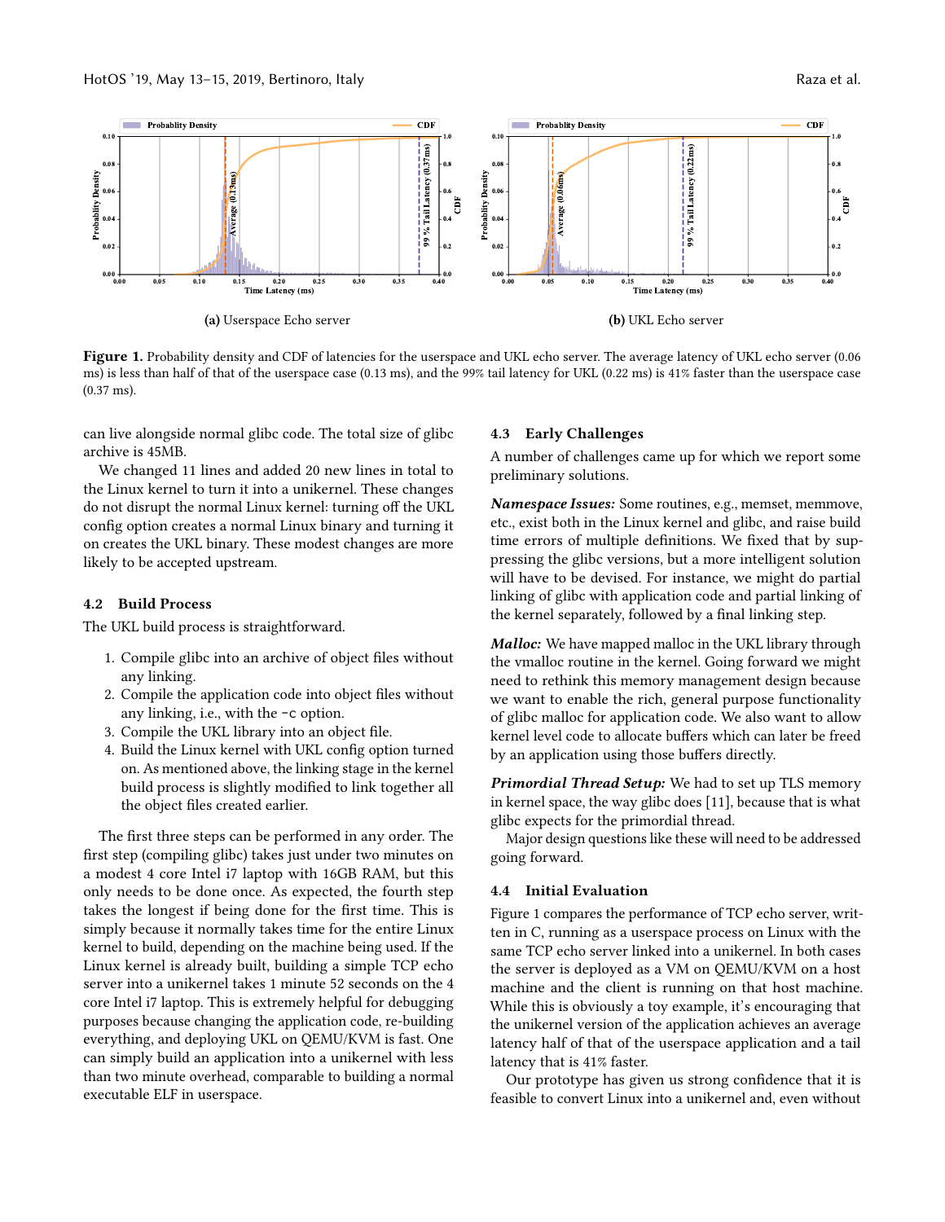**(a)** Userspace Echo server

**(b)** UKL Echo server

**Figure 1.** Probability density and CDF of latencies for the userspace and UKL echo server. The average latency of UKL echo server (0.06 ms) is less than half of that of the userspace case (0.13 ms), and the 99% tail latency for UKL (0.22 ms) is 41% faster than the userspace case (0.37 ms).

can live alongside normal glibc code. The total size of glibc archive is 45MB.

We changed 11 lines and added 20 new lines in total to the Linux kernel to turn it into a unikernel. These changes do not disrupt the normal Linux kernel: turning off the UKL config option creates a normal Linux binary and turning it on creates the UKL binary. These modest changes are more likely to be accepted upstream.

### 4.2 Build Process

The UKL build process is straightforward.

1. Compile glibc into an archive of object files without any linking.
2. Compile the application code into object files without any linking, i.e., with the `-c` option.
3. Compile the UKL library into an object file.
4. Build the Linux kernel with UKL config option turned on. As mentioned above, the linking stage in the kernel build process is slightly modified to link together all the object files created earlier.

The first three steps can be performed in any order. The first step (compiling glibc) takes just under two minutes on a modest 4 core Intel i7 laptop with 16GB RAM, but this only needs to be done once. As expected, the fourth step takes the longest if being done for the first time. This is simply because it normally takes time for the entire Linux kernel to build, depending on the machine being used. If the Linux kernel is already built, building a simple TCP echo server into a unikernel takes 1 minute 52 seconds on the 4 core Intel i7 laptop. This is extremely helpful for debugging purposes because changing the application code, re-building everything, and deploying UKL on QEMU/KVM is fast. One can simply build an application into a unikernel with less than two minute overhead, comparable to building a normal executable ELF in userspace.

### 4.3 Early Challenges

A number of challenges came up for which we report some preliminary solutions.

***Namespace Issues:*** Some routines, e.g., memset, memmove, etc., exist both in the Linux kernel and glibc, and raise build time errors of multiple definitions. We fixed that by suppressing the glibc versions, but a more intelligent solution will have to be devised. For instance, we might do partial linking of glibc with application code and partial linking of the kernel separately, followed by a final linking step.

***Malloc:*** We have mapped malloc in the UKL library through the vmalloc routine in the kernel. Going forward we might need to rethink this memory management design because we want to enable the rich, general purpose functionality of glibc malloc for application code. We also want to allow kernel level code to allocate buffers which can later be freed by an application using those buffers directly.

***Primordial Thread Setup:*** We had to set up TLS memory in kernel space, the way glibc does [11], because that is what glibc expects for the primordial thread.

Major design questions like these will need to be addressed going forward.

### 4.4 Initial Evaluation

Figure 1 compares the performance of TCP echo server, written in C, running as a userspace process on Linux with the same TCP echo server linked into a unikernel. In both cases the server is deployed as a VM on QEMU/KVM on a host machine and the client is running on that host machine. While this is obviously a toy example, it's encouraging that the unikernel version of the application achieves an average latency half of that of the userspace application and a tail latency that is 41% faster.

Our prototype has given us strong confidence that it is feasible to convert Linux into a unikernel and, even without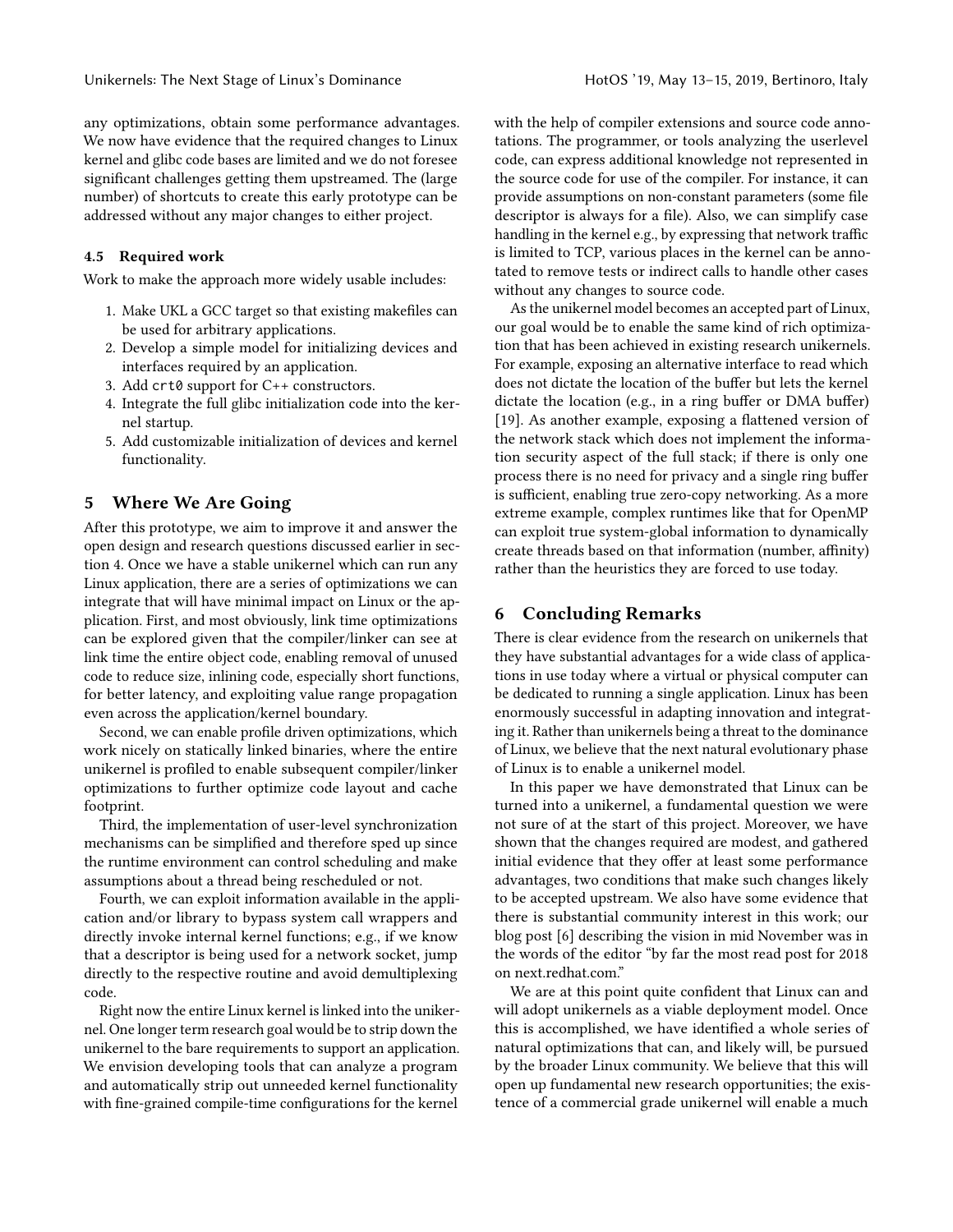any optimizations, obtain some performance advantages. We now have evidence that the required changes to Linux kernel and glibc code bases are limited and we do not foresee significant challenges getting them upstreamed. The (large number) of shortcuts to create this early prototype can be addressed without any major changes to either project.

### 4.5 Required work

Work to make the approach more widely usable includes:

1. Make UKL a GCC target so that existing makefiles can be used for arbitrary applications.
2. Develop a simple model for initializing devices and interfaces required by an application.
3. Add `crt0` support for C++ constructors.
4. Integrate the full glibc initialization code into the kernel startup.
5. Add customizable initialization of devices and kernel functionality.

## 5 Where We Are Going

After this prototype, we aim to improve it and answer the open design and research questions discussed earlier in section 4. Once we have a stable unikernel which can run any Linux application, there are a series of optimizations we can integrate that will have minimal impact on Linux or the application. First, and most obviously, link time optimizations can be explored given that the compiler/linker can see at link time the entire object code, enabling removal of unused code to reduce size, inlining code, especially short functions, for better latency, and exploiting value range propagation even across the application/kernel boundary.

Second, we can enable profile driven optimizations, which work nicely on statically linked binaries, where the entire unikernel is profiled to enable subsequent compiler/linker optimizations to further optimize code layout and cache footprint.

Third, the implementation of user-level synchronization mechanisms can be simplified and therefore sped up since the runtime environment can control scheduling and make assumptions about a thread being rescheduled or not.

Fourth, we can exploit information available in the application and/or library to bypass system call wrappers and directly invoke internal kernel functions; e.g., if we know that a descriptor is being used for a network socket, jump directly to the respective routine and avoid demultiplexing code.

Right now the entire Linux kernel is linked into the unikernel. One longer term research goal would be to strip down the unikernel to the bare requirements to support an application. We envision developing tools that can analyze a program and automatically strip out unneeded kernel functionality with fine-grained compile-time configurations for the kernel with the help of compiler extensions and source code annotations. The programmer, or tools analyzing the userlevel code, can express additional knowledge not represented in the source code for use of the compiler. For instance, it can provide assumptions on non-constant parameters (some file descriptor is always for a file). Also, we can simplify case handling in the kernel e.g., by expressing that network traffic is limited to TCP, various places in the kernel can be annotated to remove tests or indirect calls to handle other cases without any changes to source code.

As the unikernel model becomes an accepted part of Linux, our goal would be to enable the same kind of rich optimization that has been achieved in existing research unikernels. For example, exposing an alternative interface to read which does not dictate the location of the buffer but lets the kernel dictate the location (e.g., in a ring buffer or DMA buffer) [19]. As another example, exposing a flattened version of the network stack which does not implement the information security aspect of the full stack; if there is only one process there is no need for privacy and a single ring buffer is sufficient, enabling true zero-copy networking. As a more extreme example, complex runtimes like that for OpenMP can exploit true system-global information to dynamically create threads based on that information (number, affinity) rather than the heuristics they are forced to use today.

## 6 Concluding Remarks

There is clear evidence from the research on unikernels that they have substantial advantages for a wide class of applications in use today where a virtual or physical computer can be dedicated to running a single application. Linux has been enormously successful in adapting innovation and integrating it. Rather than unikernels being a threat to the dominance of Linux, we believe that the next natural evolutionary phase of Linux is to enable a unikernel model.

In this paper we have demonstrated that Linux can be turned into a unikernel, a fundamental question we were not sure of at the start of this project. Moreover, we have shown that the changes required are modest, and gathered initial evidence that they offer at least some performance advantages, two conditions that make such changes likely to be accepted upstream. We also have some evidence that there is substantial community interest in this work; our blog post [6] describing the vision in mid November was in the words of the editor "by far the most read post for 2018 on next.redhat.com."

We are at this point quite confident that Linux can and will adopt unikernels as a viable deployment model. Once this is accomplished, we have identified a whole series of natural optimizations that can, and likely will, be pursued by the broader Linux community. We believe that this will open up fundamental new research opportunities; the existence of a commercial grade unikernel will enable a much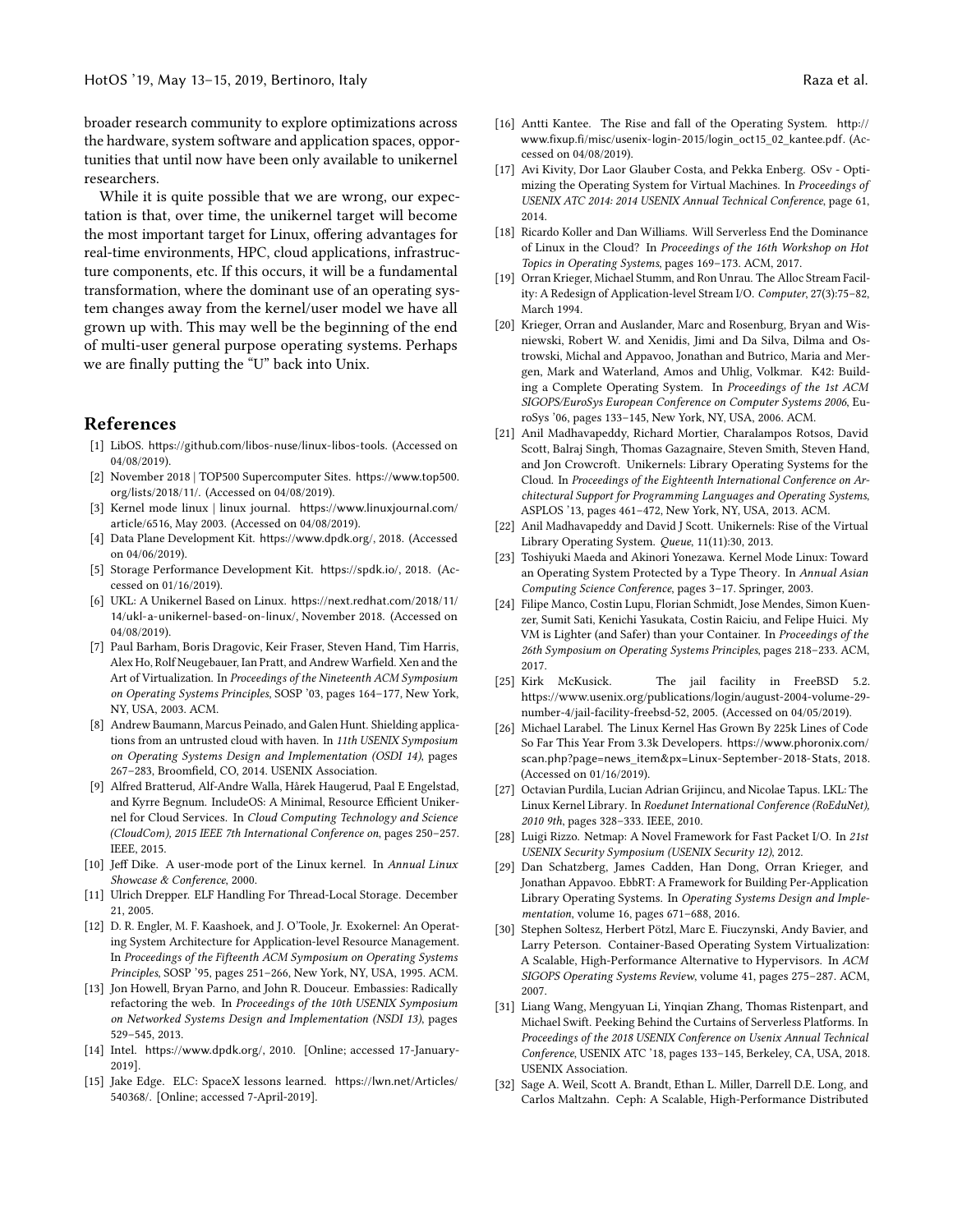broader research community to explore optimizations across the hardware, system software and application spaces, opportunities that until now have been only available to unikernel researchers.

While it is quite possible that we are wrong, our expectation is that, over time, the unikernel target will become the most important target for Linux, offering advantages for real-time environments, HPC, cloud applications, infrastructure components, etc. If this occurs, it will be a fundamental transformation, where the dominant use of an operating system changes away from the kernel/user model we have all grown up with. This may well be the beginning of the end of multi-user general purpose operating systems. Perhaps we are finally putting the "U" back into Unix.

## References

[1] LibOS. https://github.com/libos-nuse/linux-libos-tools. (Accessed on 04/08/2019).

[2] November 2018 | TOP500 Supercomputer Sites. https://www.top500.org/lists/2018/11/. (Accessed on 04/08/2019).

[3] Kernel mode linux | linux journal. https://www.linuxjournal.com/article/6516, May 2003. (Accessed on 04/08/2019).

[4] Data Plane Development Kit. https://www.dpdk.org/, 2018. (Accessed on 04/06/2019).

[5] Storage Performance Development Kit. https://spdk.io/, 2018. (Accessed on 01/16/2019).

[6] UKL: A Unikernel Based on Linux. https://next.redhat.com/2018/11/14/ukl-a-unikernel-based-on-linux/, November 2018. (Accessed on 04/08/2019).

[7] Paul Barham, Boris Dragovic, Keir Fraser, Steven Hand, Tim Harris, Alex Ho, Rolf Neugebauer, Ian Pratt, and Andrew Warfield. Xen and the Art of Virtualization. In *Proceedings of the Nineteenth ACM Symposium on Operating Systems Principles*, SOSP '03, pages 164–177, New York, NY, USA, 2003. ACM.

[8] Andrew Baumann, Marcus Peinado, and Galen Hunt. Shielding applications from an untrusted cloud with haven. In *11th USENIX Symposium on Operating Systems Design and Implementation (OSDI 14)*, pages 267–283, Broomfield, CO, 2014. USENIX Association.

[9] Alfred Bratterud, Alf-Andre Walla, Hårek Haugerud, Paal E Engelstad, and Kyrre Begnum. IncludeOS: A Minimal, Resource Efficient Unikernel for Cloud Services. In *Cloud Computing Technology and Science (CloudCom), 2015 IEEE 7th International Conference on*, pages 250–257. IEEE, 2015.

[10] Jeff Dike. A user-mode port of the Linux kernel. In *Annual Linux Showcase & Conference*, 2000.

[11] Ulrich Drepper. ELF Handling For Thread-Local Storage. December 21, 2005.

[12] D. R. Engler, M. F. Kaashoek, and J. O'Toole, Jr. Exokernel: An Operating System Architecture for Application-level Resource Management. In *Proceedings of the Fifteenth ACM Symposium on Operating Systems Principles*, SOSP '95, pages 251–266, New York, NY, USA, 1995. ACM.

[13] Jon Howell, Bryan Parno, and John R. Douceur. Embassies: Radically refactoring the web. In *Proceedings of the 10th USENIX Symposium on Networked Systems Design and Implementation (NSDI 13)*, pages 529–545, 2013.

[14] Intel. https://www.dpdk.org/, 2010. [Online; accessed 17-January-2019].

[15] Jake Edge. ELC: SpaceX lessons learned. https://lwn.net/Articles/540368/. [Online; accessed 7-April-2019].

[16] Antti Kantee. The Rise and fall of the Operating System. http://www.fixup.fi/misc/usenix-login-2015/login_oct15_02_kantee.pdf. (Accessed on 04/08/2019).

[17] Avi Kivity, Dor Laor Glauber Costa, and Pekka Enberg. OSv - Optimizing the Operating System for Virtual Machines. In *Proceedings of USENIX ATC 2014: 2014 USENIX Annual Technical Conference*, page 61, 2014.

[18] Ricardo Koller and Dan Williams. Will Serverless End the Dominance of Linux in the Cloud? In *Proceedings of the 16th Workshop on Hot Topics in Operating Systems*, pages 169–173. ACM, 2017.

[19] Orran Krieger, Michael Stumm, and Ron Unrau. The Alloc Stream Facility: A Redesign of Application-level Stream I/O. *Computer*, 27(3):75–82, March 1994.

[20] Krieger, Orran and Auslander, Marc and Rosenburg, Bryan and Wisniewski, Robert W. and Xenidis, Jimi and Da Silva, Dilma and Ostrowski, Michal and Appavoo, Jonathan and Butrico, Maria and Mergen, Mark and Waterland, Amos and Uhlig, Volkmar. K42: Building a Complete Operating System. In *Proceedings of the 1st ACM SIGOPS/EuroSys European Conference on Computer Systems 2006*, EuroSys '06, pages 133–145, New York, NY, USA, 2006. ACM.

[21] Anil Madhavapeddy, Richard Mortier, Charalampos Rotsos, David Scott, Balraj Singh, Thomas Gazagnaire, Steven Smith, Steven Hand, and Jon Crowcroft. Unikernels: Library Operating Systems for the Cloud. In *Proceedings of the Eighteenth International Conference on Architectural Support for Programming Languages and Operating Systems*, ASPLOS '13, pages 461–472, New York, NY, USA, 2013. ACM.

[22] Anil Madhavapeddy and David J Scott. Unikernels: Rise of the Virtual Library Operating System. *Queue*, 11(11):30, 2013.

[23] Toshiyuki Maeda and Akinori Yonezawa. Kernel Mode Linux: Toward an Operating System Protected by a Type Theory. In *Annual Asian Computing Science Conference*, pages 3–17. Springer, 2003.

[24] Filipe Manco, Costin Lupu, Florian Schmidt, Jose Mendes, Simon Kuenzer, Sumit Sati, Kenichi Yasukata, Costin Raiciu, and Felipe Huici. My VM is Lighter (and Safer) than your Container. In *Proceedings of the 26th Symposium on Operating Systems Principles*, pages 218–233. ACM, 2017.

[25] Kirk McKusick. The jail facility in FreeBSD 5.2. https://www.usenix.org/publications/login/august-2004-volume-29-number-4/jail-facility-freebsd-52, 2005. (Accessed on 04/05/2019).

[26] Michael Larabel. The Linux Kernel Has Grown By 225k Lines of Code So Far This Year From 3.3k Developers. https://www.phoronix.com/scan.php?page=news_item&px=Linux-September-2018-Stats, 2018. (Accessed on 01/16/2019).

[27] Octavian Purdila, Lucian Adrian Grijincu, and Nicolae Tapus. LKL: The Linux Kernel Library. In *Roedunet International Conference (RoEduNet), 2010 9th*, pages 328–333. IEEE, 2010.

[28] Luigi Rizzo. Netmap: A Novel Framework for Fast Packet I/O. In *21st USENIX Security Symposium (USENIX Security 12)*, 2012.

[29] Dan Schatzberg, James Cadden, Han Dong, Orran Krieger, and Jonathan Appavoo. EbbRT: A Framework for Building Per-Application Library Operating Systems. In *Operating Systems Design and Implementation*, volume 16, pages 671–688, 2016.

[30] Stephen Soltesz, Herbert Pötzl, Marc E. Fiuczynski, Andy Bavier, and Larry Peterson. Container-Based Operating System Virtualization: A Scalable, High-Performance Alternative to Hypervisors. In *ACM SIGOPS Operating Systems Review*, volume 41, pages 275–287. ACM, 2007.

[31] Liang Wang, Mengyuan Li, Yinqian Zhang, Thomas Ristenpart, and Michael Swift. Peeking Behind the Curtains of Serverless Platforms. In *Proceedings of the 2018 USENIX Conference on Usenix Annual Technical Conference*, USENIX ATC '18, pages 133–145, Berkeley, CA, USA, 2018. USENIX Association.

[32] Sage A. Weil, Scott A. Brandt, Ethan L. Miller, Darrell D.E. Long, and Carlos Maltzahn. Ceph: A Scalable, High-Performance Distributed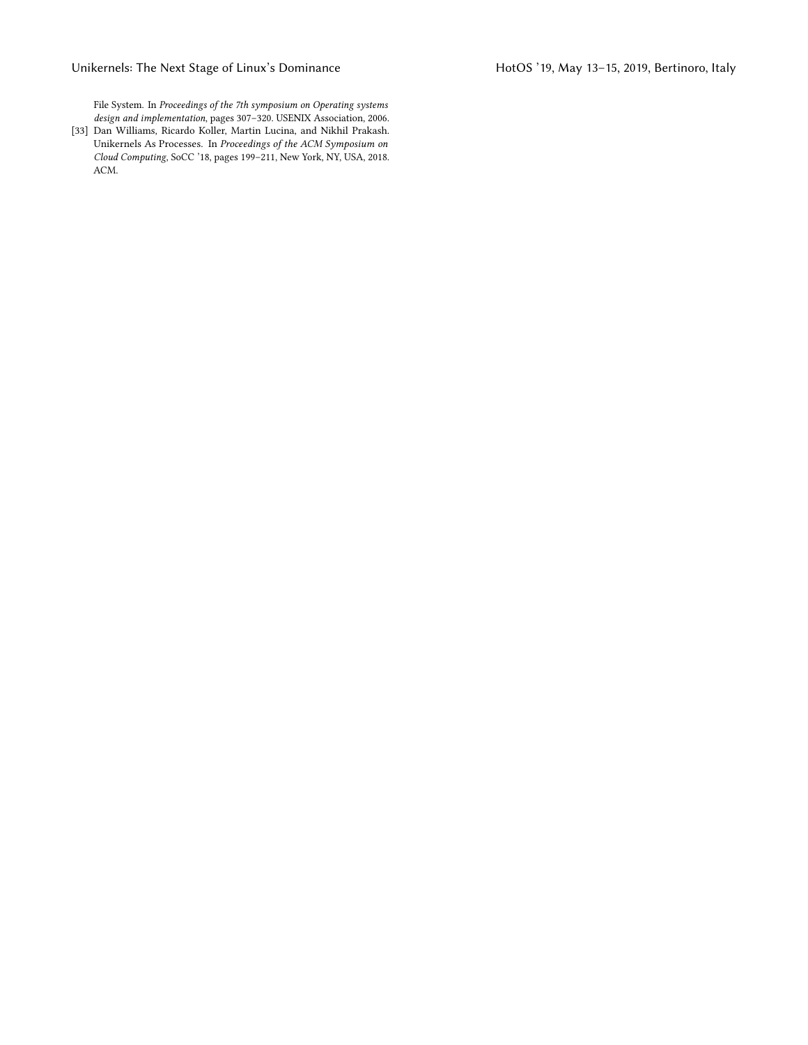File System. In *Proceedings of the 7th symposium on Operating systems design and implementation*, pages 307–320. USENIX Association, 2006.

[33] Dan Williams, Ricardo Koller, Martin Lucina, and Nikhil Prakash. Unikernels As Processes. In *Proceedings of the ACM Symposium on Cloud Computing*, SoCC '18, pages 199–211, New York, NY, USA, 2018. ACM.